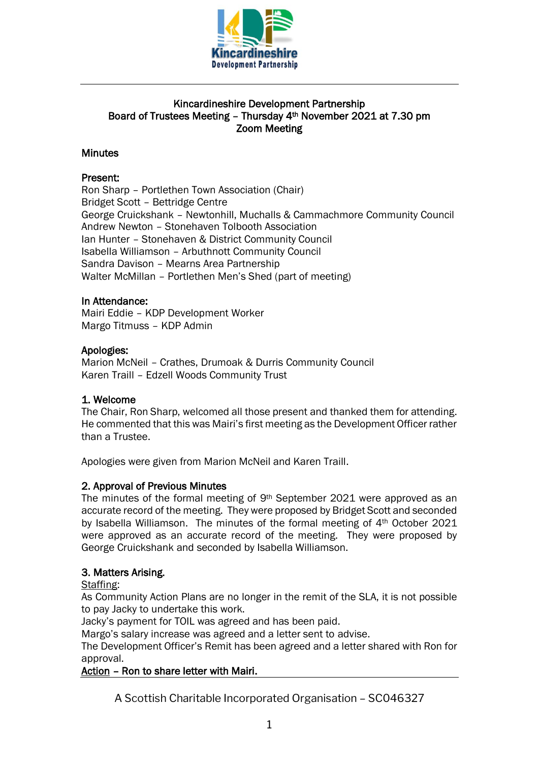Kincardineshire Development Partnership

# Kincardineshire Development Partnership
## Board of Trustees Meeting – Thursday 4th November 2021 at 7.30 pm
## Zoom Meeting

### Minutes

**Present:**
Ron Sharp – Portlethen Town Association (Chair)
Bridget Scott – Bettridge Centre
George Cruickshank – Newtonhill, Muchalls & Cammachmore Community Council
Andrew Newton – Stonehaven Tolbooth Association
Ian Hunter – Stonehaven & District Community Council
Isabella Williamson – Arbuthnott Community Council
Sandra Davison – Mearns Area Partnership
Walter McMillan – Portlethen Men's Shed (part of meeting)

**In Attendance:**
Mairi Eddie – KDP Development Worker
Margo Titmuss – KDP Admin

**Apologies:**
Marion McNeil – Crathes, Drumoak & Durris Community Council
Karen Traill – Edzell Woods Community Trust

### 1. Welcome

The Chair, Ron Sharp, welcomed all those present and thanked them for attending. He commented that this was Mairi's first meeting as the Development Officer rather than a Trustee.

Apologies were given from Marion McNeil and Karen Traill.

### 2. Approval of Previous Minutes

The minutes of the formal meeting of 9th September 2021 were approved as an accurate record of the meeting. They were proposed by Bridget Scott and seconded by Isabella Williamson. The minutes of the formal meeting of 4th October 2021 were approved as an accurate record of the meeting. They were proposed by George Cruickshank and seconded by Isabella Williamson.

### 3. Matters Arising.

Staffing:
As Community Action Plans are no longer in the remit of the SLA, it is not possible to pay Jacky to undertake this work.
Jacky's payment for TOIL was agreed and has been paid.
Margo's salary increase was agreed and a letter sent to advise.
The Development Officer's Remit has been agreed and a letter shared with Ron for approval.
**Action – Ron to share letter with Mairi.**

A Scottish Charitable Incorporated Organisation – SC046327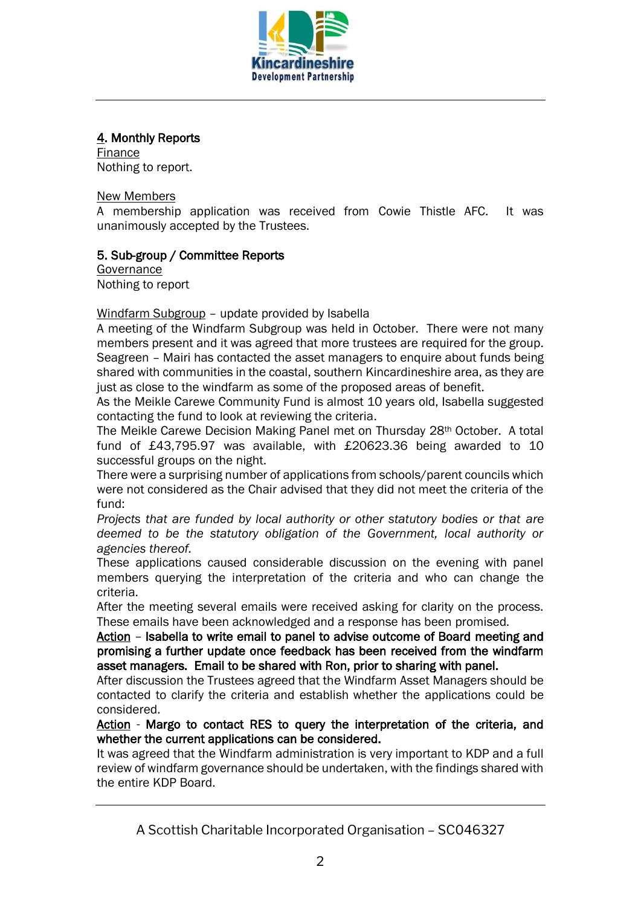## 4. Monthly Reports

Finance

Nothing to report.

New Members

A membership application was received from Cowie Thistle AFC. It was unanimously accepted by the Trustees.

## 5. Sub-group / Committee Reports

Governance

Nothing to report

Windfarm Subgroup – update provided by Isabella

A meeting of the Windfarm Subgroup was held in October. There were not many members present and it was agreed that more trustees are required for the group. Seagreen – Mairi has contacted the asset managers to enquire about funds being shared with communities in the coastal, southern Kincardineshire area, as they are just as close to the windfarm as some of the proposed areas of benefit.

As the Meikle Carewe Community Fund is almost 10 years old, Isabella suggested contacting the fund to look at reviewing the criteria.

The Meikle Carewe Decision Making Panel met on Thursday 28th October. A total fund of £43,795.97 was available, with £20623.36 being awarded to 10 successful groups on the night.

There were a surprising number of applications from schools/parent councils which were not considered as the Chair advised that they did not meet the criteria of the fund:

*Projects that are funded by local authority or other statutory bodies or that are deemed to be the statutory obligation of the Government, local authority or agencies thereof.*

These applications caused considerable discussion on the evening with panel members querying the interpretation of the criteria and who can change the criteria.

After the meeting several emails were received asking for clarity on the process. These emails have been acknowledged and a response has been promised.

Action – **Isabella to write email to panel to advise outcome of Board meeting and promising a further update once feedback has been received from the windfarm asset managers. Email to be shared with Ron, prior to sharing with panel.**

After discussion the Trustees agreed that the Windfarm Asset Managers should be contacted to clarify the criteria and establish whether the applications could be considered.

Action - **Margo to contact RES to query the interpretation of the criteria, and whether the current applications can be considered.**

It was agreed that the Windfarm administration is very important to KDP and a full review of windfarm governance should be undertaken, with the findings shared with the entire KDP Board.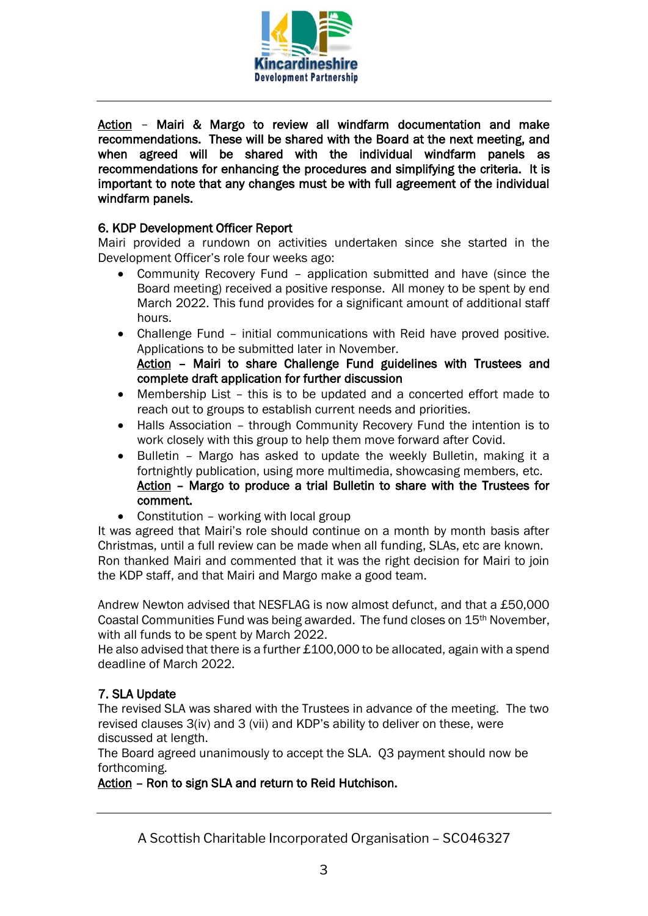<u>Action</u> – **Mairi & Margo to review all windfarm documentation and make recommendations. These will be shared with the Board at the next meeting, and when agreed will be shared with the individual windfarm panels as recommendations for enhancing the procedures and simplifying the criteria. It is important to note that any changes must be with full agreement of the individual windfarm panels.**

## 6. KDP Development Officer Report

Mairi provided a rundown on activities undertaken since she started in the Development Officer's role four weeks ago:

- Community Recovery Fund – application submitted and have (since the Board meeting) received a positive response. All money to be spent by end March 2022. This fund provides for a significant amount of additional staff hours.
- Challenge Fund – initial communications with Reid have proved positive. Applications to be submitted later in November.
  <u>Action</u> – **Mairi to share Challenge Fund guidelines with Trustees and complete draft application for further discussion**
- Membership List – this is to be updated and a concerted effort made to reach out to groups to establish current needs and priorities.
- Halls Association – through Community Recovery Fund the intention is to work closely with this group to help them move forward after Covid.
- Bulletin – Margo has asked to update the weekly Bulletin, making it a fortnightly publication, using more multimedia, showcasing members, etc.
  <u>Action</u> – **Margo to produce a trial Bulletin to share with the Trustees for comment.**
- Constitution – working with local group

It was agreed that Mairi's role should continue on a month by month basis after Christmas, until a full review can be made when all funding, SLAs, etc are known.
Ron thanked Mairi and commented that it was the right decision for Mairi to join the KDP staff, and that Mairi and Margo make a good team.

Andrew Newton advised that NESFLAG is now almost defunct, and that a £50,000 Coastal Communities Fund was being awarded. The fund closes on 15th November, with all funds to be spent by March 2022.
He also advised that there is a further £100,000 to be allocated, again with a spend deadline of March 2022.

## 7. SLA Update

The revised SLA was shared with the Trustees in advance of the meeting. The two revised clauses 3(iv) and 3 (vii) and KDP's ability to deliver on these, were discussed at length.
The Board agreed unanimously to accept the SLA. Q3 payment should now be forthcoming.
<u>Action</u> – **Ron to sign SLA and return to Reid Hutchison.**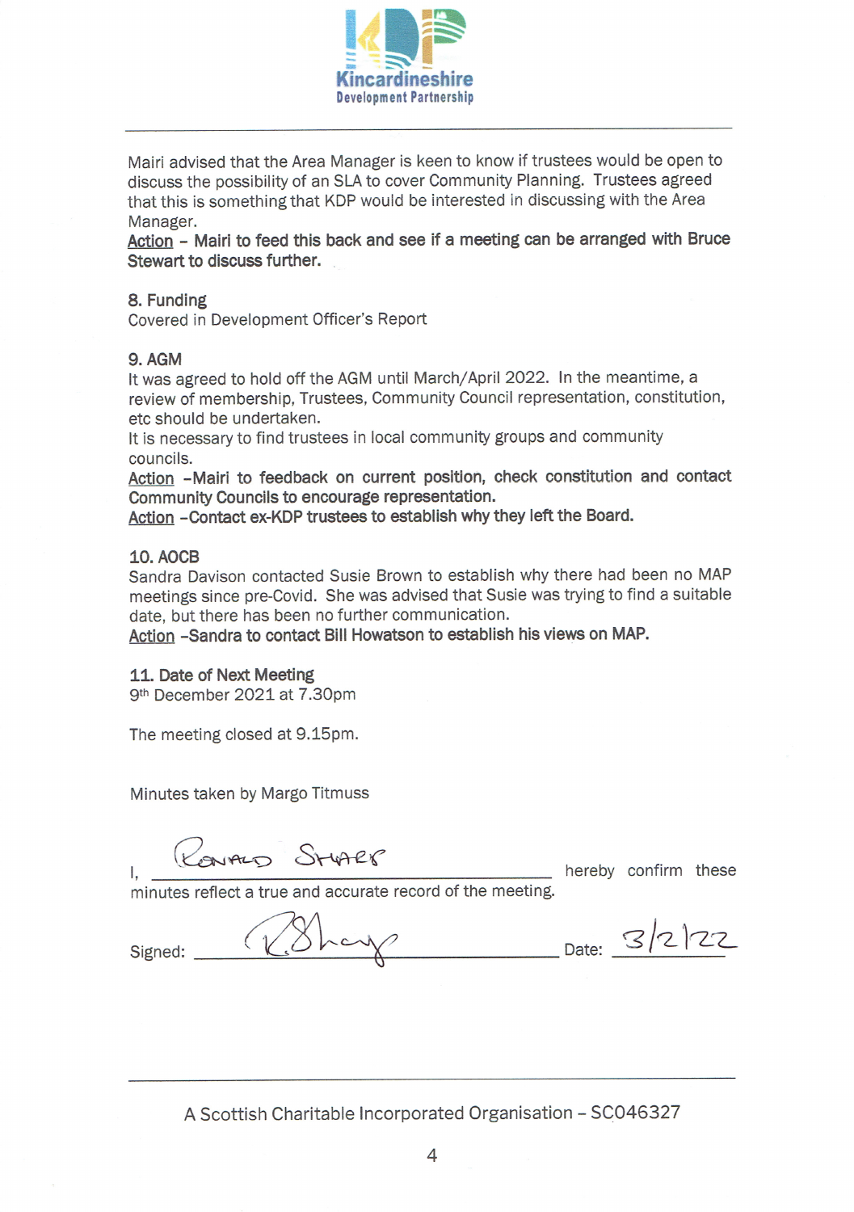Mairi advised that the Area Manager is keen to know if trustees would be open to discuss the possibility of an SLA to cover Community Planning. Trustees agreed that this is something that KDP would be interested in discussing with the Area Manager.

**Action – Mairi to feed this back and see if a meeting can be arranged with Bruce Stewart to discuss further.**

## 8. Funding

Covered in Development Officer's Report

## 9. AGM

It was agreed to hold off the AGM until March/April 2022. In the meantime, a review of membership, Trustees, Community Council representation, constitution, etc should be undertaken.

It is necessary to find trustees in local community groups and community councils.

**Action –Mairi to feedback on current position, check constitution and contact Community Councils to encourage representation.**

**Action –Contact ex-KDP trustees to establish why they left the Board.**

## 10. AOCB

Sandra Davison contacted Susie Brown to establish why there had been no MAP meetings since pre-Covid. She was advised that Susie was trying to find a suitable date, but there has been no further communication.

**Action –Sandra to contact Bill Howatson to establish his views on MAP.**

## 11. Date of Next Meeting

9th December 2021 at 7.30pm

The meeting closed at 9.15pm.

Minutes taken by Margo Titmuss

I, Ronald Sharp hereby confirm these minutes reflect a true and accurate record of the meeting.

Signed: [signature] Date: 3/2/22

A Scottish Charitable Incorporated Organisation – SC046327